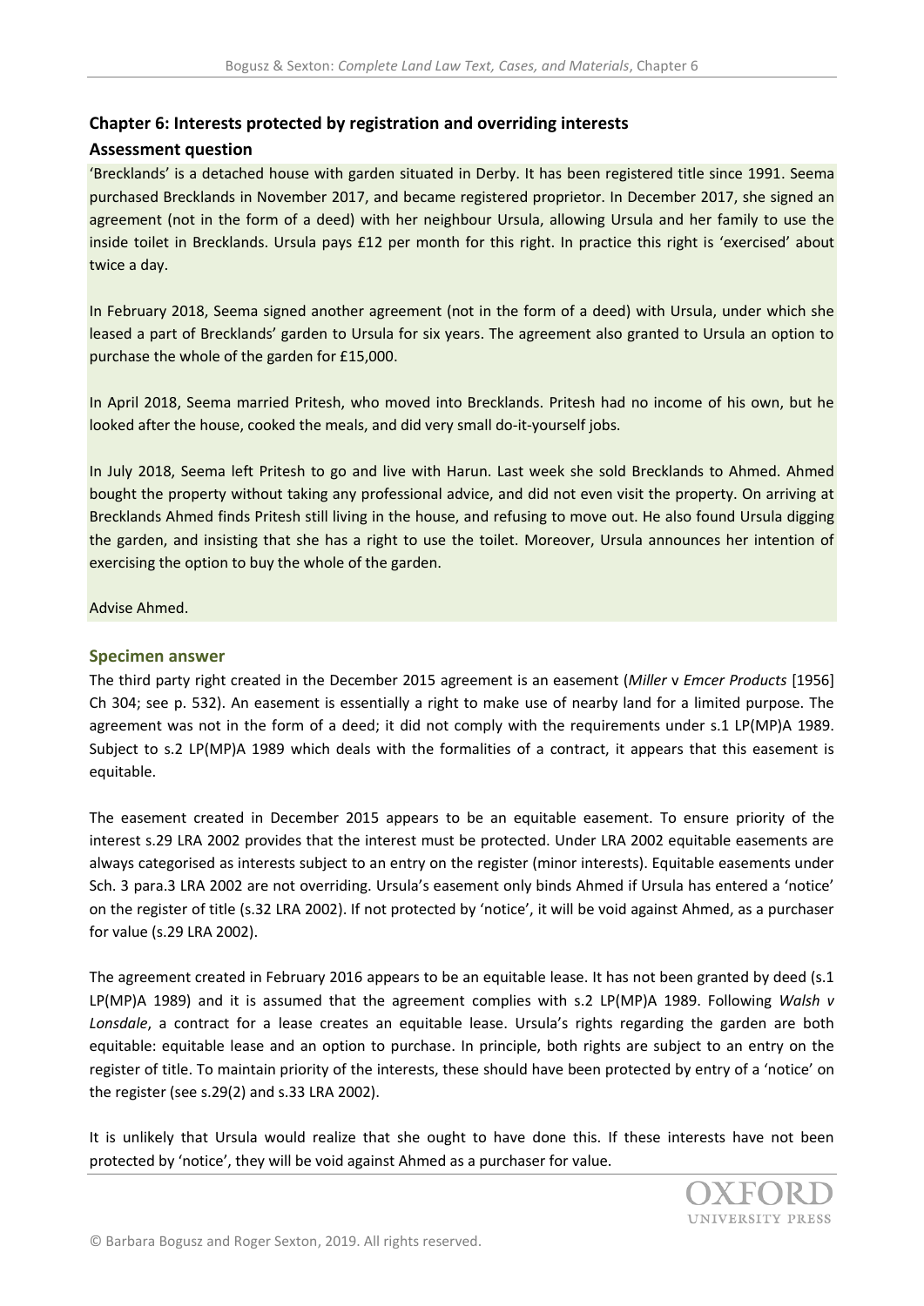## Chapter 6: Interests protected by registration and overriding interests

### Assessment question

'Brecklands' is a detached house with garden situated in Derby. It has been registered title since 1991. Seema purchased Brecklands in November 2017, and became registered proprietor. In December 2017, she signed an agreement (not in the form of a deed) with her neighbour Ursula, allowing Ursula and her family to use the inside toilet in Brecklands. Ursula pays £12 per month for this right. In practice this right is 'exercised' about twice a day.

In February 2018, Seema signed another agreement (not in the form of a deed) with Ursula, under which she leased a part of Brecklands' garden to Ursula for six years. The agreement also granted to Ursula an option to purchase the whole of the garden for £15,000.

In April 2018, Seema married Pritesh, who moved into Brecklands. Pritesh had no income of his own, but he looked after the house, cooked the meals, and did very small do-it-yourself jobs.

In July 2018, Seema left Pritesh to go and live with Harun. Last week she sold Brecklands to Ahmed. Ahmed bought the property without taking any professional advice, and did not even visit the property. On arriving at Brecklands Ahmed finds Pritesh still living in the house, and refusing to move out. He also found Ursula digging the garden, and insisting that she has a right to use the toilet. Moreover, Ursula announces her intention of exercising the option to buy the whole of the garden.

Advise Ahmed.

### Specimen answer

The third party right created in the December 2015 agreement is an easement (*Miller* v *Emcer Products* [1956] Ch 304; see p. 532). An easement is essentially a right to make use of nearby land for a limited purpose. The agreement was not in the form of a deed; it did not comply with the requirements under s.1 LP(MP)A 1989. Subject to s.2 LP(MP)A 1989 which deals with the formalities of a contract, it appears that this easement is equitable.

The easement created in December 2015 appears to be an equitable easement. To ensure priority of the interest s.29 LRA 2002 provides that the interest must be protected. Under LRA 2002 equitable easements are always categorised as interests subject to an entry on the register (minor interests). Equitable easements under Sch. 3 para.3 LRA 2002 are not overriding. Ursula's easement only binds Ahmed if Ursula has entered a 'notice' on the register of title (s.32 LRA 2002). If not protected by 'notice', it will be void against Ahmed, as a purchaser for value (s.29 LRA 2002).

The agreement created in February 2016 appears to be an equitable lease. It has not been granted by deed (s.1 LP(MP)A 1989) and it is assumed that the agreement complies with s.2 LP(MP)A 1989. Following *Walsh v Lonsdale*, a contract for a lease creates an equitable lease. Ursula's rights regarding the garden are both equitable: equitable lease and an option to purchase. In principle, both rights are subject to an entry on the register of title. To maintain priority of the interests, these should have been protected by entry of a 'notice' on the register (see s.29(2) and s.33 LRA 2002).

It is unlikely that Ursula would realize that she ought to have done this. If these interests have not been protected by 'notice', they will be void against Ahmed as a purchaser for value.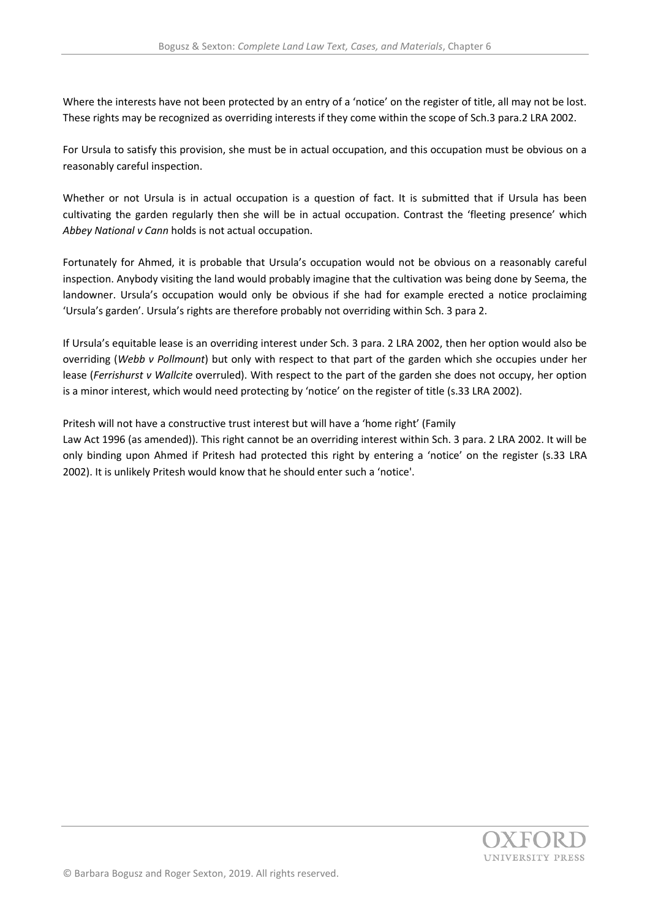Where the interests have not been protected by an entry of a 'notice' on the register of title, all may not be lost. These rights may be recognized as overriding interests if they come within the scope of Sch.3 para.2 LRA 2002.

For Ursula to satisfy this provision, she must be in actual occupation, and this occupation must be obvious on a reasonably careful inspection.

Whether or not Ursula is in actual occupation is a question of fact. It is submitted that if Ursula has been cultivating the garden regularly then she will be in actual occupation. Contrast the 'fleeting presence' which *Abbey National v Cann* holds is not actual occupation.

Fortunately for Ahmed, it is probable that Ursula's occupation would not be obvious on a reasonably careful inspection. Anybody visiting the land would probably imagine that the cultivation was being done by Seema, the landowner. Ursula's occupation would only be obvious if she had for example erected a notice proclaiming 'Ursula's garden'. Ursula's rights are therefore probably not overriding within Sch. 3 para 2.

If Ursula's equitable lease is an overriding interest under Sch. 3 para. 2 LRA 2002, then her option would also be overriding (*Webb v Pollmount*) but only with respect to that part of the garden which she occupies under her lease (*Ferrishurst v Wallcite* overruled). With respect to the part of the garden she does not occupy, her option is a minor interest, which would need protecting by 'notice' on the register of title (s.33 LRA 2002).

Pritesh will not have a constructive trust interest but will have a 'home right' (Family Law Act 1996 (as amended)). This right cannot be an overriding interest within Sch. 3 para. 2 LRA 2002. It will be only binding upon Ahmed if Pritesh had protected this right by entering a 'notice' on the register (s.33 LRA 2002). It is unlikely Pritesh would know that he should enter such a 'notice'.